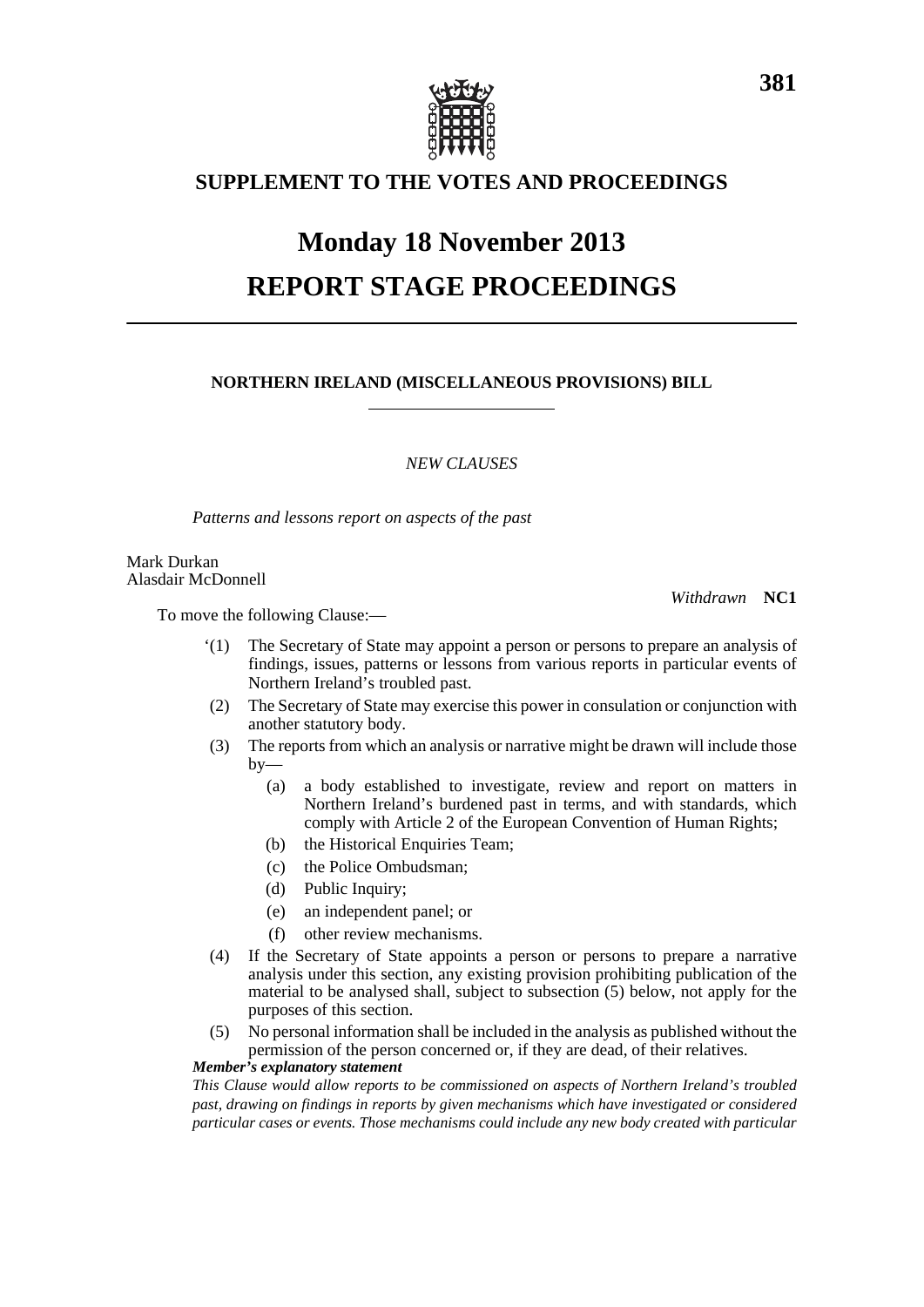# SUPPLEMENT TO THE VOTES AND PROCEEDINGS

# Monday 18 November 2013

# REPORT STAGE PROCEEDINGS

## NORTHERN IRELAND (MISCELLANEOUS PROVISIONS) BILL

*NEW CLAUSES*

*Patterns and lessons report on aspects of the past*

Mark Durkan
Alasdair McDonnell

*Withdrawn* **NC1**

To move the following Clause:—

'(1) The Secretary of State may appoint a person or persons to prepare an analysis of findings, issues, patterns or lessons from various reports in particular events of Northern Ireland's troubled past.

(2) The Secretary of State may exercise this power in consulation or conjunction with another statutory body.

(3) The reports from which an analysis or narrative might be drawn will include those by—

(a) a body established to investigate, review and report on matters in Northern Ireland's burdened past in terms, and with standards, which comply with Article 2 of the European Convention of Human Rights;

(b) the Historical Enquiries Team;

(c) the Police Ombudsman;

(d) Public Inquiry;

(e) an independent panel; or

(f) other review mechanisms.

(4) If the Secretary of State appoints a person or persons to prepare a narrative analysis under this section, any existing provision prohibiting publication of the material to be analysed shall, subject to subsection (5) below, not apply for the purposes of this section.

(5) No personal information shall be included in the analysis as published without the permission of the person concerned or, if they are dead, of their relatives.

***Member's explanatory statement***

*This Clause would allow reports to be commissioned on aspects of Northern Ireland's troubled past, drawing on findings in reports by given mechanisms which have investigated or considered particular cases or events. Those mechanisms could include any new body created with particular*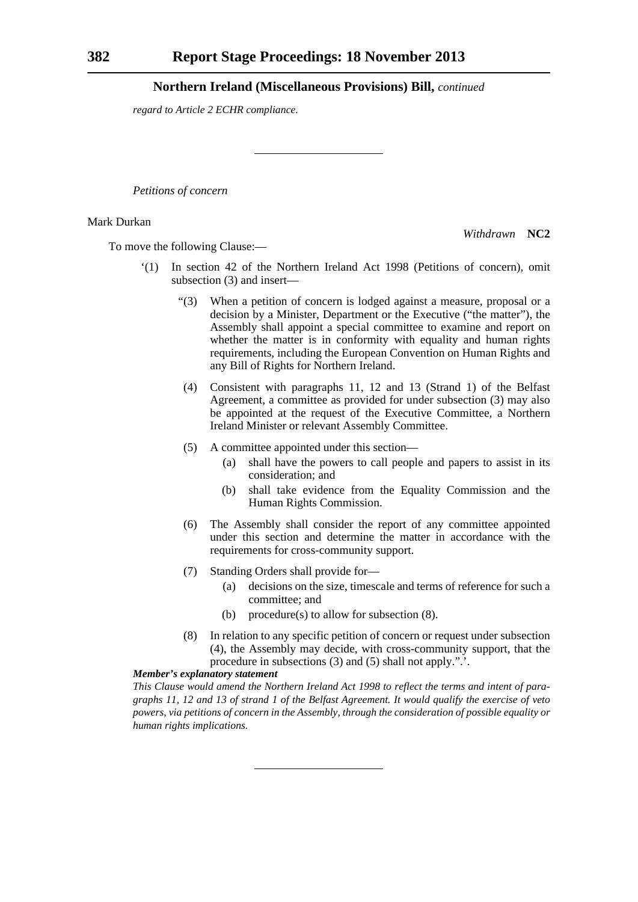*regard to Article 2 ECHR compliance.*

---

*Petitions of concern*

Mark Durkan

*Withdrawn* **NC2**

To move the following Clause:—

‘(1) In section 42 of the Northern Ireland Act 1998 (Petitions of concern), omit subsection (3) and insert—

“(3) When a petition of concern is lodged against a measure, proposal or a decision by a Minister, Department or the Executive (“the matter”), the Assembly shall appoint a special committee to examine and report on whether the matter is in conformity with equality and human rights requirements, including the European Convention on Human Rights and any Bill of Rights for Northern Ireland.

(4) Consistent with paragraphs 11, 12 and 13 (Strand 1) of the Belfast Agreement, a committee as provided for under subsection (3) may also be appointed at the request of the Executive Committee, a Northern Ireland Minister or relevant Assembly Committee.

(5) A committee appointed under this section—

(a) shall have the powers to call people and papers to assist in its consideration; and

(b) shall take evidence from the Equality Commission and the Human Rights Commission.

(6) The Assembly shall consider the report of any committee appointed under this section and determine the matter in accordance with the requirements for cross-community support.

(7) Standing Orders shall provide for—

(a) decisions on the size, timescale and terms of reference for such a committee; and

(b) procedure(s) to allow for subsection (8).

(8) In relation to any specific petition of concern or request under subsection (4), the Assembly may decide, with cross-community support, that the procedure in subsections (3) and (5) shall not apply.”.’.

***Member’s explanatory statement***

*This Clause would amend the Northern Ireland Act 1998 to reflect the terms and intent of paragraphs 11, 12 and 13 of strand 1 of the Belfast Agreement. It would qualify the exercise of veto powers, via petitions of concern in the Assembly, through the consideration of possible equality or human rights implications.*

---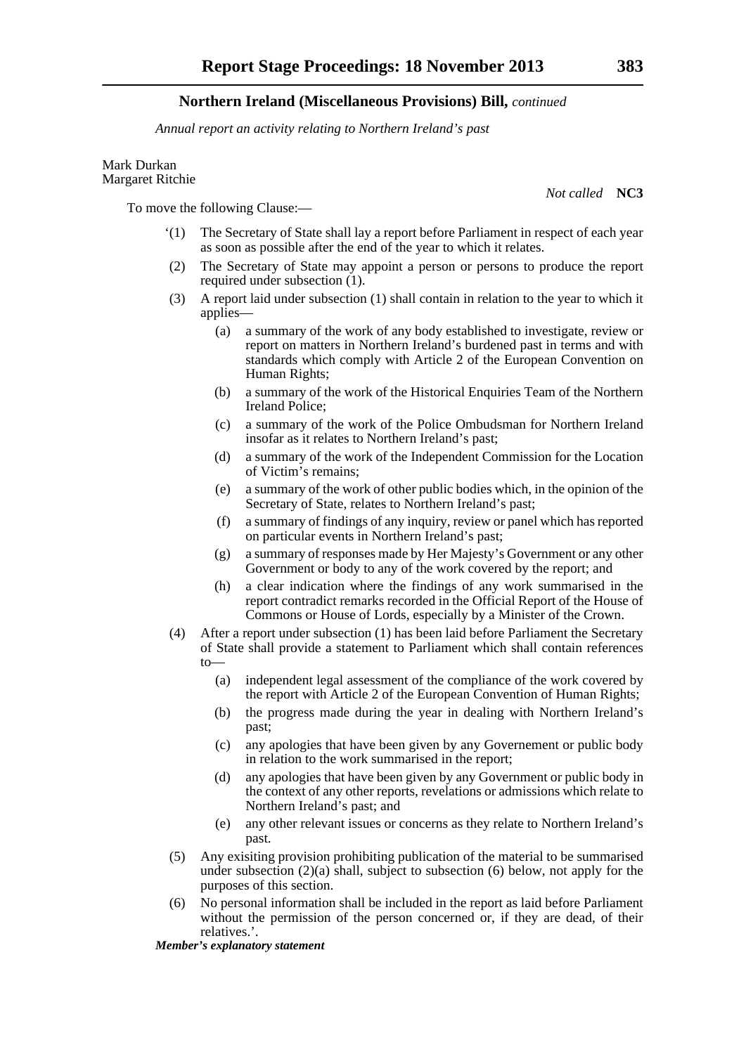## Northern Ireland (Miscellaneous Provisions) Bill, *continued*

*Annual report an activity relating to Northern Ireland's past*

Mark Durkan
Margaret Ritchie

*Not called* **NC3**

To move the following Clause:—

'(1) The Secretary of State shall lay a report before Parliament in respect of each year as soon as possible after the end of the year to which it relates.

(2) The Secretary of State may appoint a person or persons to produce the report required under subsection (1).

(3) A report laid under subsection (1) shall contain in relation to the year to which it applies—

- (a) a summary of the work of any body established to investigate, review or report on matters in Northern Ireland's burdened past in terms and with standards which comply with Article 2 of the European Convention on Human Rights;
- (b) a summary of the work of the Historical Enquiries Team of the Northern Ireland Police;
- (c) a summary of the work of the Police Ombudsman for Northern Ireland insofar as it relates to Northern Ireland's past;
- (d) a summary of the work of the Independent Commission for the Location of Victim's remains;
- (e) a summary of the work of other public bodies which, in the opinion of the Secretary of State, relates to Northern Ireland's past;
- (f) a summary of findings of any inquiry, review or panel which has reported on particular events in Northern Ireland's past;
- (g) a summary of responses made by Her Majesty's Government or any other Government or body to any of the work covered by the report; and
- (h) a clear indication where the findings of any work summarised in the report contradict remarks recorded in the Official Report of the House of Commons or House of Lords, especially by a Minister of the Crown.

(4) After a report under subsection (1) has been laid before Parliament the Secretary of State shall provide a statement to Parliament which shall contain references to—

- (a) independent legal assessment of the compliance of the work covered by the report with Article 2 of the European Convention of Human Rights;
- (b) the progress made during the year in dealing with Northern Ireland's past;
- (c) any apologies that have been given by any Governement or public body in relation to the work summarised in the report;
- (d) any apologies that have been given by any Government or public body in the context of any other reports, revelations or admissions which relate to Northern Ireland's past; and
- (e) any other relevant issues or concerns as they relate to Northern Ireland's past.

(5) Any exisiting provision prohibiting publication of the material to be summarised under subsection (2)(a) shall, subject to subsection (6) below, not apply for the purposes of this section.

(6) No personal information shall be included in the report as laid before Parliament without the permission of the person concerned or, if they are dead, of their relatives.'.

***Member's explanatory statement***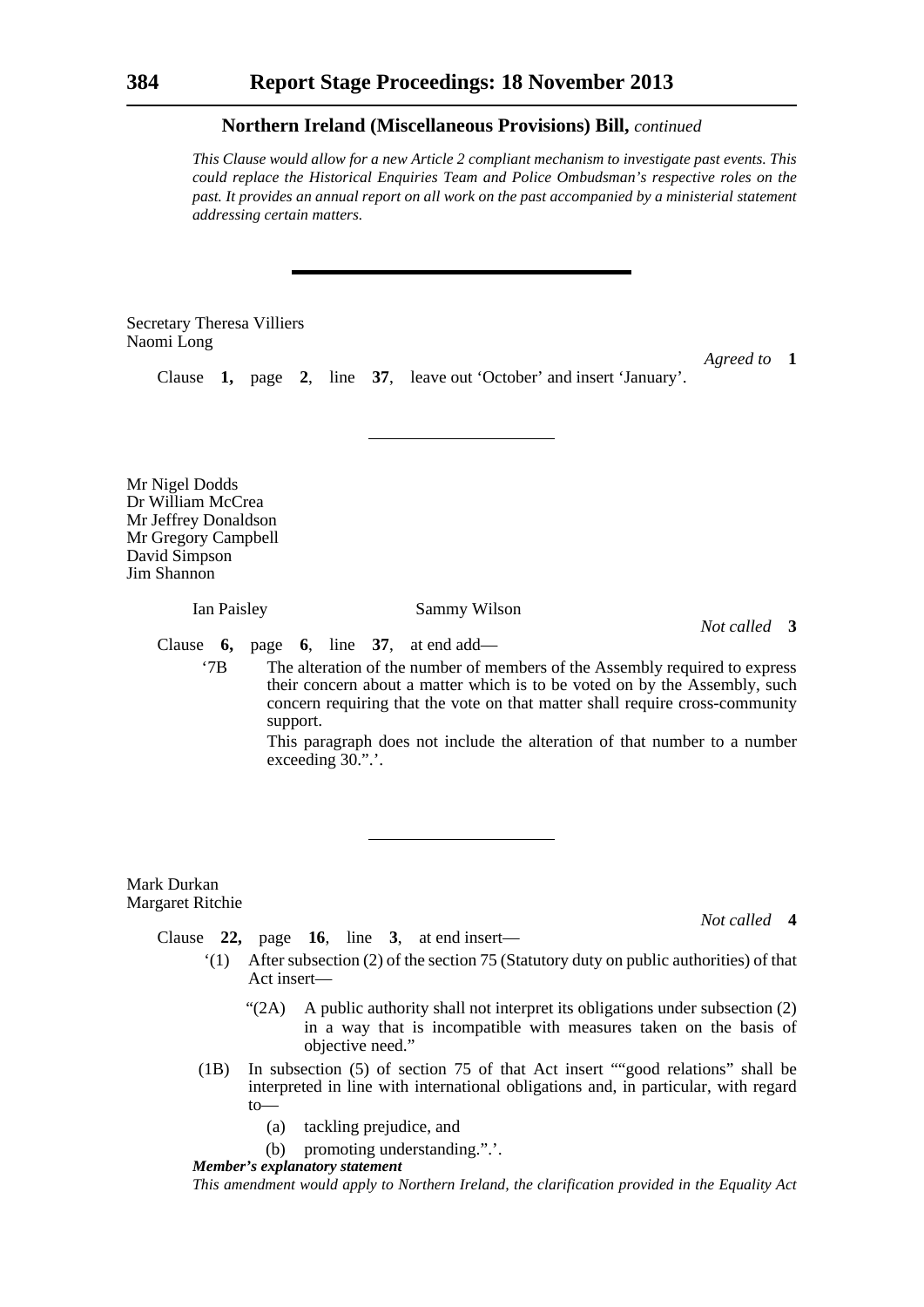## Northern Ireland (Miscellaneous Provisions) Bill, *continued*

*This Clause would allow for a new Article 2 compliant mechanism to investigate past events. This could replace the Historical Enquiries Team and Police Ombudsman's respective roles on the past. It provides an annual report on all work on the past accompanied by a ministerial statement addressing certain matters.*

---

Secretary Theresa Villiers
Naomi Long

*Agreed to* **1**

Clause **1,** page **2**, line **37**, leave out 'October' and insert 'January'.

---

Mr Nigel Dodds
Dr William McCrea
Mr Jeffrey Donaldson
Mr Gregory Campbell
David Simpson
Jim Shannon

Ian Paisley
Sammy Wilson

*Not called* **3**

Clause **6,** page **6**, line **37**, at end add—

'7B The alteration of the number of members of the Assembly required to express their concern about a matter which is to be voted on by the Assembly, such concern requiring that the vote on that matter shall require cross-community support.

This paragraph does not include the alteration of that number to a number exceeding 30.".'.

---

Mark Durkan
Margaret Ritchie

*Not called* **4**

Clause **22,** page **16**, line **3**, at end insert—

'(1) After subsection (2) of the section 75 (Statutory duty on public authorities) of that Act insert—

"(2A) A public authority shall not interpret its obligations under subsection (2) in a way that is incompatible with measures taken on the basis of objective need."

(1B) In subsection (5) of section 75 of that Act insert ""good relations" shall be interpreted in line with international obligations and, in particular, with regard to—

(a) tackling prejudice, and

(b) promoting understanding.".'.

***Member's explanatory statement***

*This amendment would apply to Northern Ireland, the clarification provided in the Equality Act*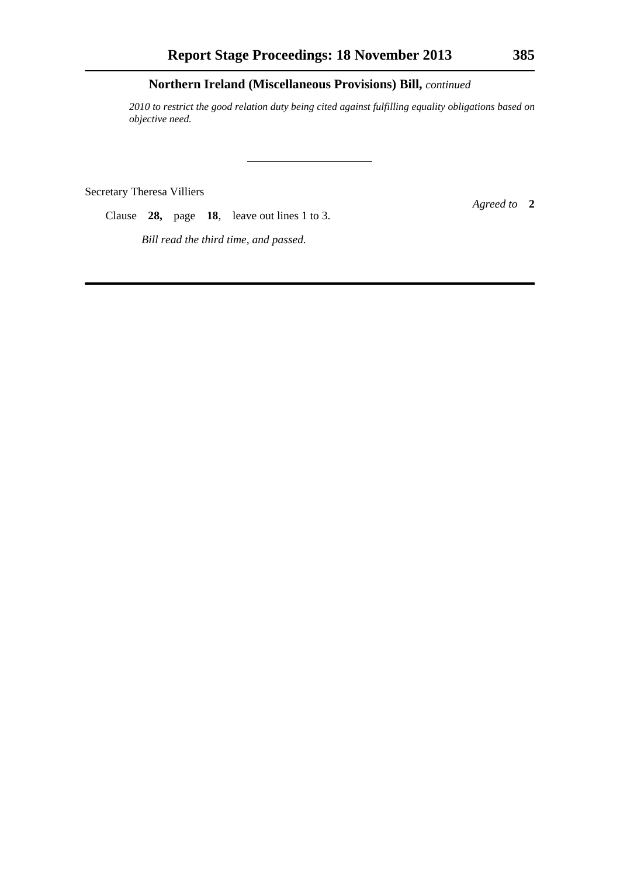## Northern Ireland (Miscellaneous Provisions) Bill, *continued*

*2010 to restrict the good relation duty being cited against fulfilling equality obligations based on objective need.*

---

Secretary Theresa Villiers

*Agreed to* **2**

Clause **28,** page **18**, leave out lines 1 to 3.

*Bill read the third time, and passed.*